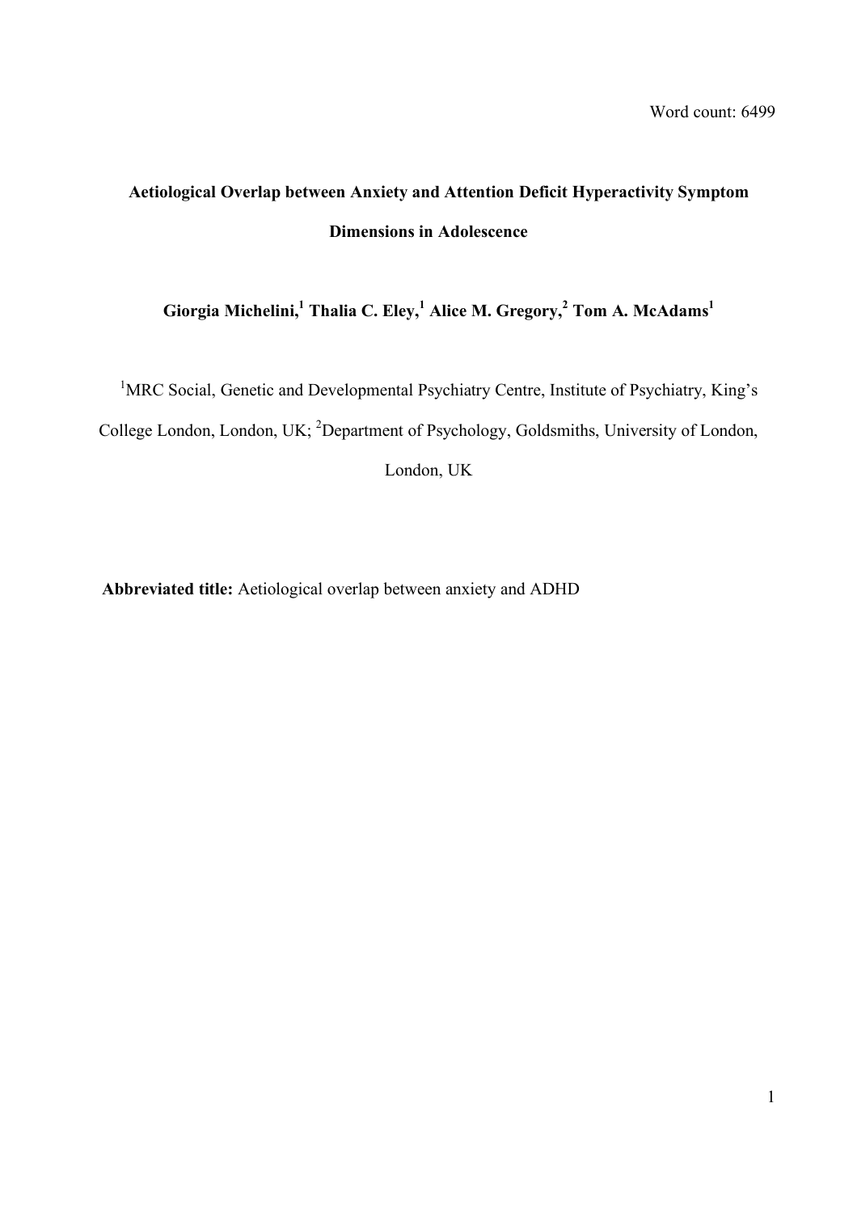Word count: 6499

# Aetiological Overlap between Anxiety and Attention Deficit Hyperactivity Symptom Dimensions in Adolescence

**Giorgia Michelini,[1] Thalia C. Eley,[1] Alice M. Gregory,[2] Tom A. McAdams[1]**

[1]MRC Social, Genetic and Developmental Psychiatry Centre, Institute of Psychiatry, King's College London, London, UK; [2]Department of Psychology, Goldsmiths, University of London, London, UK

**Abbreviated title:** Aetiological overlap between anxiety and ADHD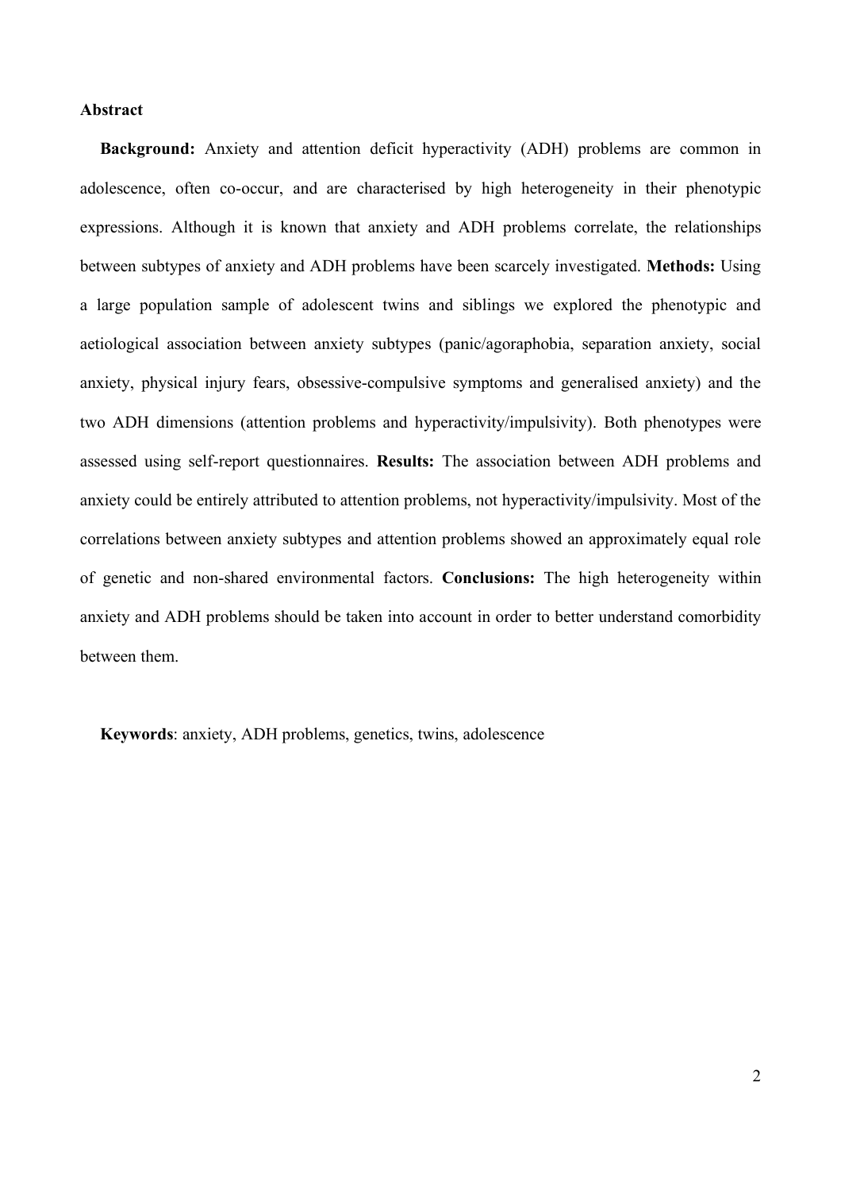**Abstract**

**Background:** Anxiety and attention deficit hyperactivity (ADH) problems are common in adolescence, often co-occur, and are characterised by high heterogeneity in their phenotypic expressions. Although it is known that anxiety and ADH problems correlate, the relationships between subtypes of anxiety and ADH problems have been scarcely investigated. **Methods:** Using a large population sample of adolescent twins and siblings we explored the phenotypic and aetiological association between anxiety subtypes (panic/agoraphobia, separation anxiety, social anxiety, physical injury fears, obsessive-compulsive symptoms and generalised anxiety) and the two ADH dimensions (attention problems and hyperactivity/impulsivity). Both phenotypes were assessed using self-report questionnaires. **Results:** The association between ADH problems and anxiety could be entirely attributed to attention problems, not hyperactivity/impulsivity. Most of the correlations between anxiety subtypes and attention problems showed an approximately equal role of genetic and non-shared environmental factors. **Conclusions:** The high heterogeneity within anxiety and ADH problems should be taken into account in order to better understand comorbidity between them.

**Keywords**: anxiety, ADH problems, genetics, twins, adolescence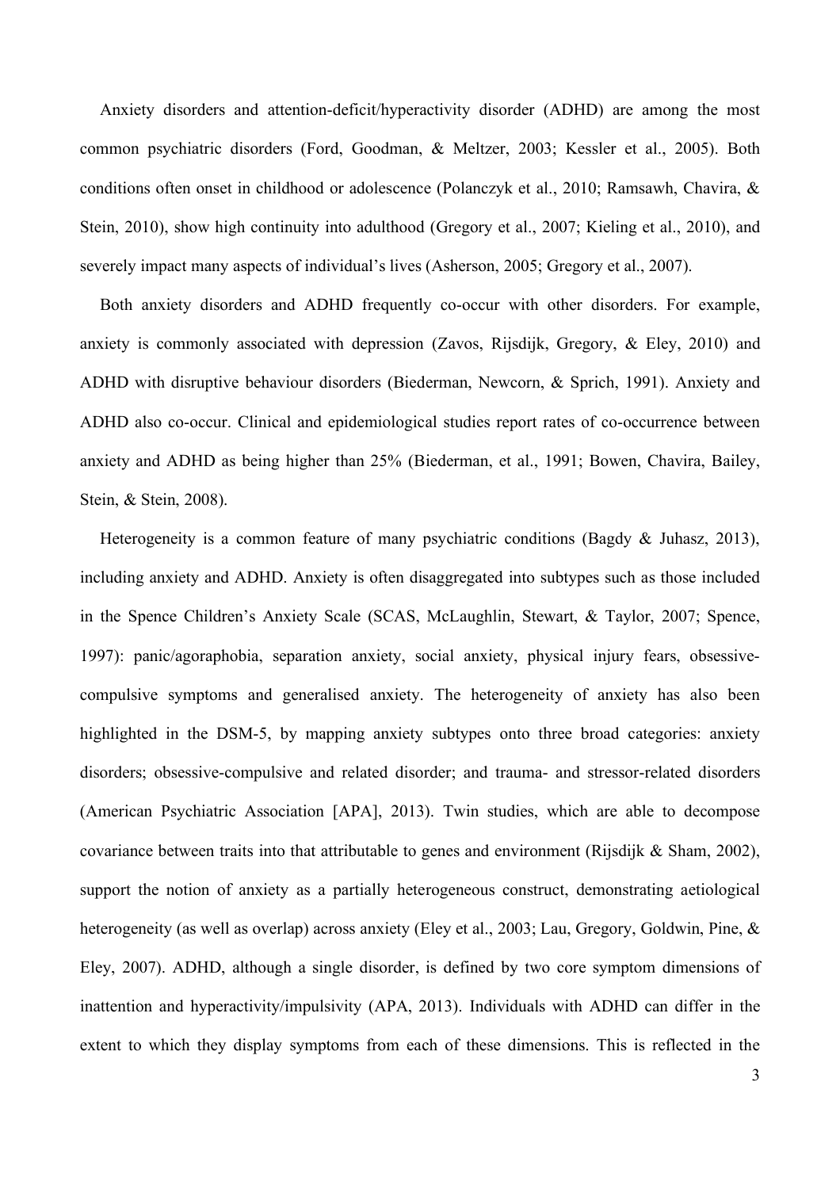Anxiety disorders and attention-deficit/hyperactivity disorder (ADHD) are among the most common psychiatric disorders (Ford, Goodman, & Meltzer, 2003; Kessler et al., 2005). Both conditions often onset in childhood or adolescence (Polanczyk et al., 2010; Ramsawh, Chavira, & Stein, 2010), show high continuity into adulthood (Gregory et al., 2007; Kieling et al., 2010), and severely impact many aspects of individual's lives (Asherson, 2005; Gregory et al., 2007).

Both anxiety disorders and ADHD frequently co-occur with other disorders. For example, anxiety is commonly associated with depression (Zavos, Rijsdijk, Gregory, & Eley, 2010) and ADHD with disruptive behaviour disorders (Biederman, Newcorn, & Sprich, 1991). Anxiety and ADHD also co-occur. Clinical and epidemiological studies report rates of co-occurrence between anxiety and ADHD as being higher than 25% (Biederman, et al., 1991; Bowen, Chavira, Bailey, Stein, & Stein, 2008).

Heterogeneity is a common feature of many psychiatric conditions (Bagdy & Juhasz, 2013), including anxiety and ADHD. Anxiety is often disaggregated into subtypes such as those included in the Spence Children's Anxiety Scale (SCAS, McLaughlin, Stewart, & Taylor, 2007; Spence, 1997): panic/agoraphobia, separation anxiety, social anxiety, physical injury fears, obsessive-compulsive symptoms and generalised anxiety. The heterogeneity of anxiety has also been highlighted in the DSM-5, by mapping anxiety subtypes onto three broad categories: anxiety disorders; obsessive-compulsive and related disorder; and trauma- and stressor-related disorders (American Psychiatric Association [APA], 2013). Twin studies, which are able to decompose covariance between traits into that attributable to genes and environment (Rijsdijk & Sham, 2002), support the notion of anxiety as a partially heterogeneous construct, demonstrating aetiological heterogeneity (as well as overlap) across anxiety (Eley et al., 2003; Lau, Gregory, Goldwin, Pine, & Eley, 2007). ADHD, although a single disorder, is defined by two core symptom dimensions of inattention and hyperactivity/impulsivity (APA, 2013). Individuals with ADHD can differ in the extent to which they display symptoms from each of these dimensions. This is reflected in the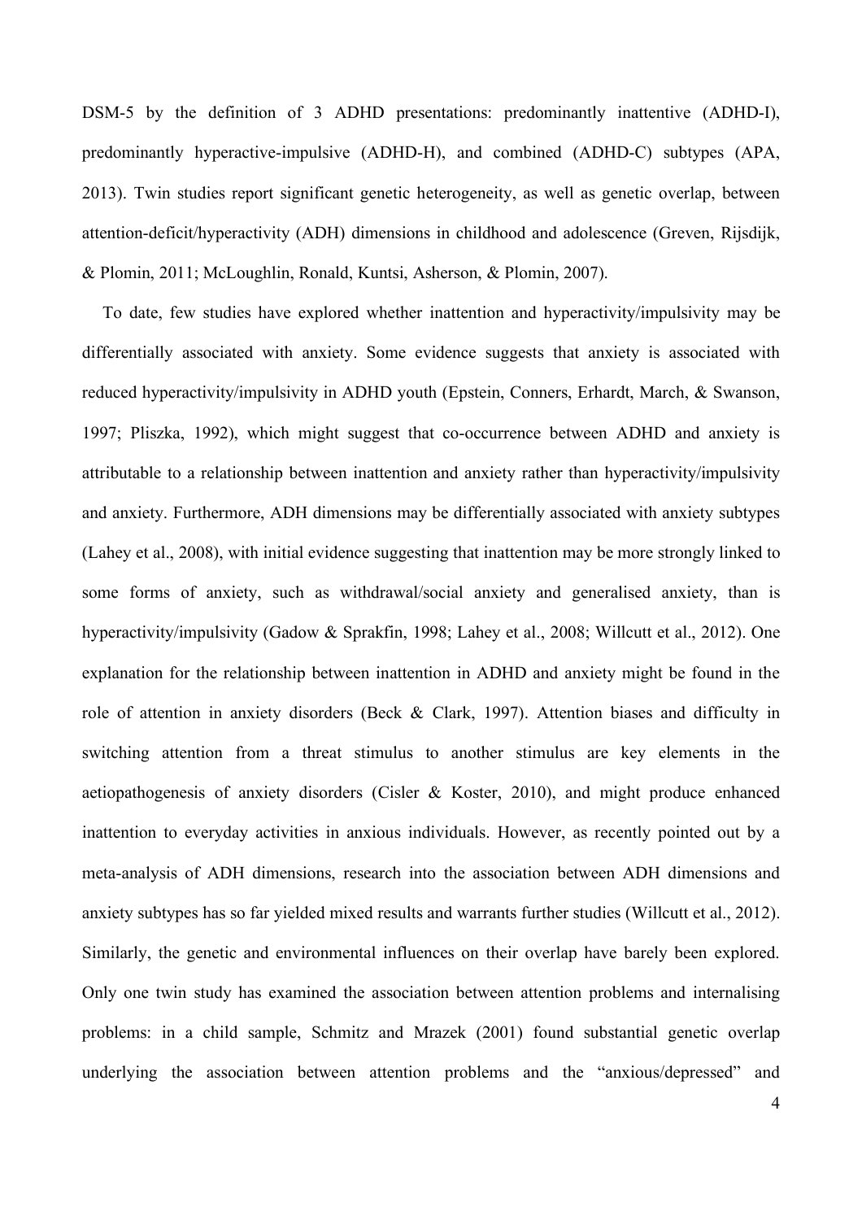DSM-5 by the definition of 3 ADHD presentations: predominantly inattentive (ADHD-I), predominantly hyperactive-impulsive (ADHD-H), and combined (ADHD-C) subtypes (APA, 2013). Twin studies report significant genetic heterogeneity, as well as genetic overlap, between attention-deficit/hyperactivity (ADH) dimensions in childhood and adolescence (Greven, Rijsdijk, & Plomin, 2011; McLoughlin, Ronald, Kuntsi, Asherson, & Plomin, 2007).

To date, few studies have explored whether inattention and hyperactivity/impulsivity may be differentially associated with anxiety. Some evidence suggests that anxiety is associated with reduced hyperactivity/impulsivity in ADHD youth (Epstein, Conners, Erhardt, March, & Swanson, 1997; Pliszka, 1992), which might suggest that co-occurrence between ADHD and anxiety is attributable to a relationship between inattention and anxiety rather than hyperactivity/impulsivity and anxiety. Furthermore, ADH dimensions may be differentially associated with anxiety subtypes (Lahey et al., 2008), with initial evidence suggesting that inattention may be more strongly linked to some forms of anxiety, such as withdrawal/social anxiety and generalised anxiety, than is hyperactivity/impulsivity (Gadow & Sprakfin, 1998; Lahey et al., 2008; Willcutt et al., 2012). One explanation for the relationship between inattention in ADHD and anxiety might be found in the role of attention in anxiety disorders (Beck & Clark, 1997). Attention biases and difficulty in switching attention from a threat stimulus to another stimulus are key elements in the aetiopathogenesis of anxiety disorders (Cisler & Koster, 2010), and might produce enhanced inattention to everyday activities in anxious individuals. However, as recently pointed out by a meta-analysis of ADH dimensions, research into the association between ADH dimensions and anxiety subtypes has so far yielded mixed results and warrants further studies (Willcutt et al., 2012). Similarly, the genetic and environmental influences on their overlap have barely been explored. Only one twin study has examined the association between attention problems and internalising problems: in a child sample, Schmitz and Mrazek (2001) found substantial genetic overlap underlying the association between attention problems and the "anxious/depressed" and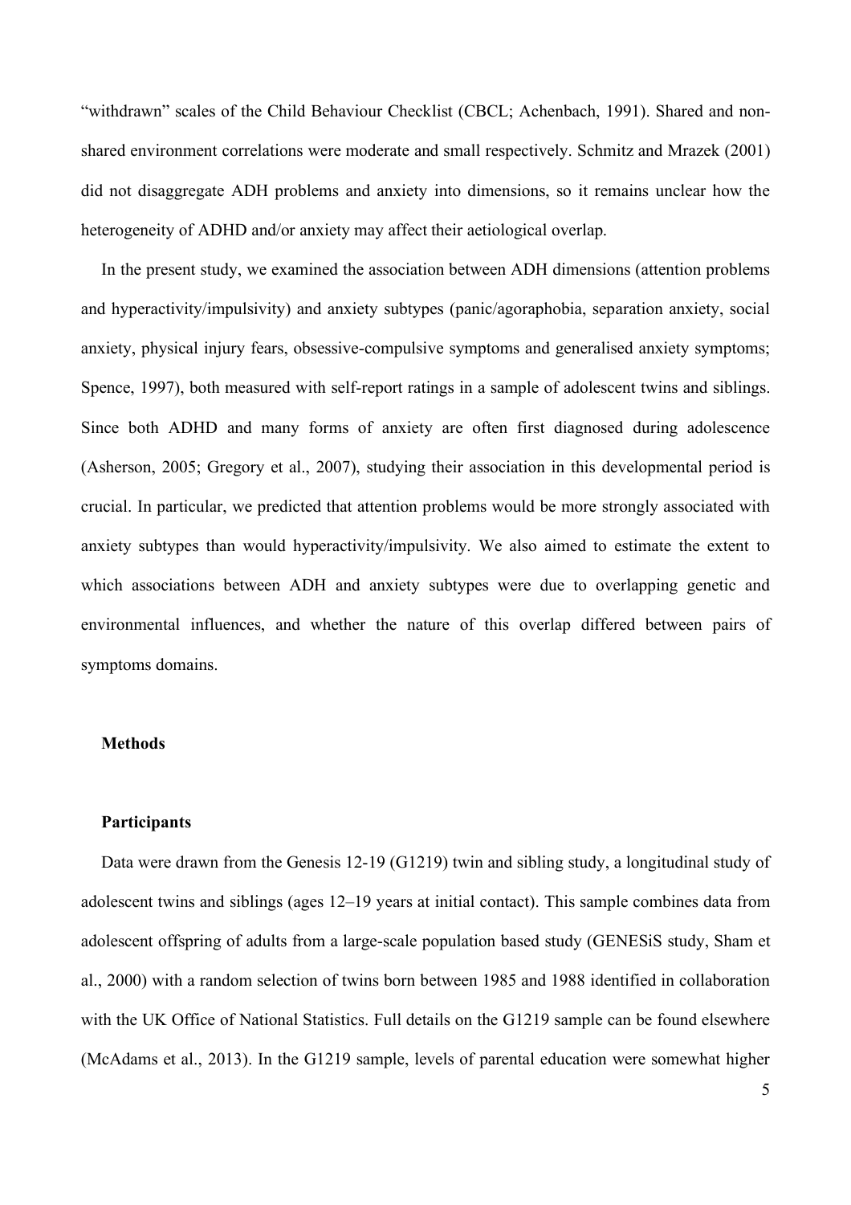"withdrawn" scales of the Child Behaviour Checklist (CBCL; Achenbach, 1991). Shared and non-shared environment correlations were moderate and small respectively. Schmitz and Mrazek (2001) did not disaggregate ADH problems and anxiety into dimensions, so it remains unclear how the heterogeneity of ADHD and/or anxiety may affect their aetiological overlap.

In the present study, we examined the association between ADH dimensions (attention problems and hyperactivity/impulsivity) and anxiety subtypes (panic/agoraphobia, separation anxiety, social anxiety, physical injury fears, obsessive-compulsive symptoms and generalised anxiety symptoms; Spence, 1997), both measured with self-report ratings in a sample of adolescent twins and siblings. Since both ADHD and many forms of anxiety are often first diagnosed during adolescence (Asherson, 2005; Gregory et al., 2007), studying their association in this developmental period is crucial. In particular, we predicted that attention problems would be more strongly associated with anxiety subtypes than would hyperactivity/impulsivity. We also aimed to estimate the extent to which associations between ADH and anxiety subtypes were due to overlapping genetic and environmental influences, and whether the nature of this overlap differed between pairs of symptoms domains.

## Methods

### Participants

Data were drawn from the Genesis 12-19 (G1219) twin and sibling study, a longitudinal study of adolescent twins and siblings (ages 12–19 years at initial contact). This sample combines data from adolescent offspring of adults from a large-scale population based study (GENESiS study, Sham et al., 2000) with a random selection of twins born between 1985 and 1988 identified in collaboration with the UK Office of National Statistics. Full details on the G1219 sample can be found elsewhere (McAdams et al., 2013). In the G1219 sample, levels of parental education were somewhat higher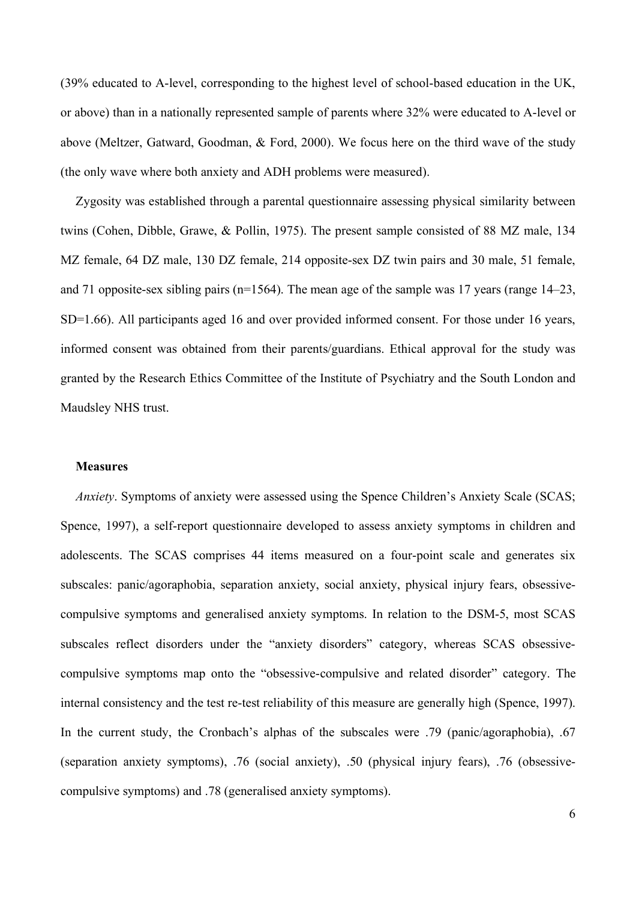(39% educated to A-level, corresponding to the highest level of school-based education in the UK, or above) than in a nationally represented sample of parents where 32% were educated to A-level or above (Meltzer, Gatward, Goodman, & Ford, 2000). We focus here on the third wave of the study (the only wave where both anxiety and ADH problems were measured).

Zygosity was established through a parental questionnaire assessing physical similarity between twins (Cohen, Dibble, Grawe, & Pollin, 1975). The present sample consisted of 88 MZ male, 134 MZ female, 64 DZ male, 130 DZ female, 214 opposite-sex DZ twin pairs and 30 male, 51 female, and 71 opposite-sex sibling pairs (n=1564). The mean age of the sample was 17 years (range 14–23, SD=1.66). All participants aged 16 and over provided informed consent. For those under 16 years, informed consent was obtained from their parents/guardians. Ethical approval for the study was granted by the Research Ethics Committee of the Institute of Psychiatry and the South London and Maudsley NHS trust.

### Measures

*Anxiety*. Symptoms of anxiety were assessed using the Spence Children's Anxiety Scale (SCAS; Spence, 1997), a self-report questionnaire developed to assess anxiety symptoms in children and adolescents. The SCAS comprises 44 items measured on a four-point scale and generates six subscales: panic/agoraphobia, separation anxiety, social anxiety, physical injury fears, obsessive-compulsive symptoms and generalised anxiety symptoms. In relation to the DSM-5, most SCAS subscales reflect disorders under the "anxiety disorders" category, whereas SCAS obsessive-compulsive symptoms map onto the "obsessive-compulsive and related disorder" category. The internal consistency and the test re-test reliability of this measure are generally high (Spence, 1997). In the current study, the Cronbach's alphas of the subscales were .79 (panic/agoraphobia), .67 (separation anxiety symptoms), .76 (social anxiety), .50 (physical injury fears), .76 (obsessive-compulsive symptoms) and .78 (generalised anxiety symptoms).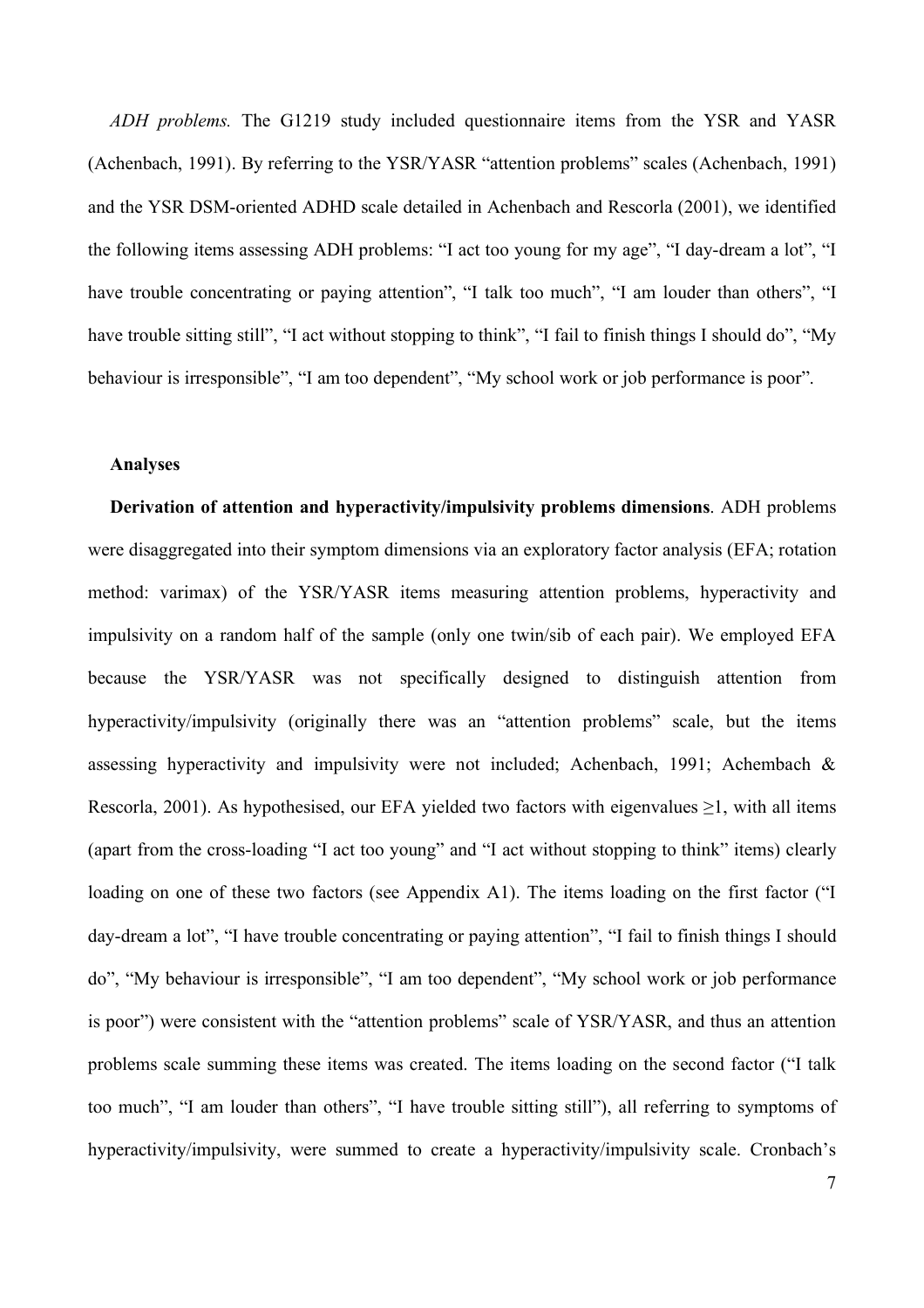*ADH problems.* The G1219 study included questionnaire items from the YSR and YASR (Achenbach, 1991). By referring to the YSR/YASR "attention problems" scales (Achenbach, 1991) and the YSR DSM-oriented ADHD scale detailed in Achenbach and Rescorla (2001), we identified the following items assessing ADH problems: "I act too young for my age", "I day-dream a lot", "I have trouble concentrating or paying attention", "I talk too much", "I am louder than others", "I have trouble sitting still", "I act without stopping to think", "I fail to finish things I should do", "My behaviour is irresponsible", "I am too dependent", "My school work or job performance is poor".

**Analyses**

**Derivation of attention and hyperactivity/impulsivity problems dimensions**. ADH problems were disaggregated into their symptom dimensions via an exploratory factor analysis (EFA; rotation method: varimax) of the YSR/YASR items measuring attention problems, hyperactivity and impulsivity on a random half of the sample (only one twin/sib of each pair). We employed EFA because the YSR/YASR was not specifically designed to distinguish attention from hyperactivity/impulsivity (originally there was an "attention problems" scale, but the items assessing hyperactivity and impulsivity were not included; Achenbach, 1991; Achembach & Rescorla, 2001). As hypothesised, our EFA yielded two factors with eigenvalues ≥1, with all items (apart from the cross-loading "I act too young" and "I act without stopping to think" items) clearly loading on one of these two factors (see Appendix A1). The items loading on the first factor ("I day-dream a lot", "I have trouble concentrating or paying attention", "I fail to finish things I should do", "My behaviour is irresponsible", "I am too dependent", "My school work or job performance is poor") were consistent with the "attention problems" scale of YSR/YASR, and thus an attention problems scale summing these items was created. The items loading on the second factor ("I talk too much", "I am louder than others", "I have trouble sitting still"), all referring to symptoms of hyperactivity/impulsivity, were summed to create a hyperactivity/impulsivity scale. Cronbach's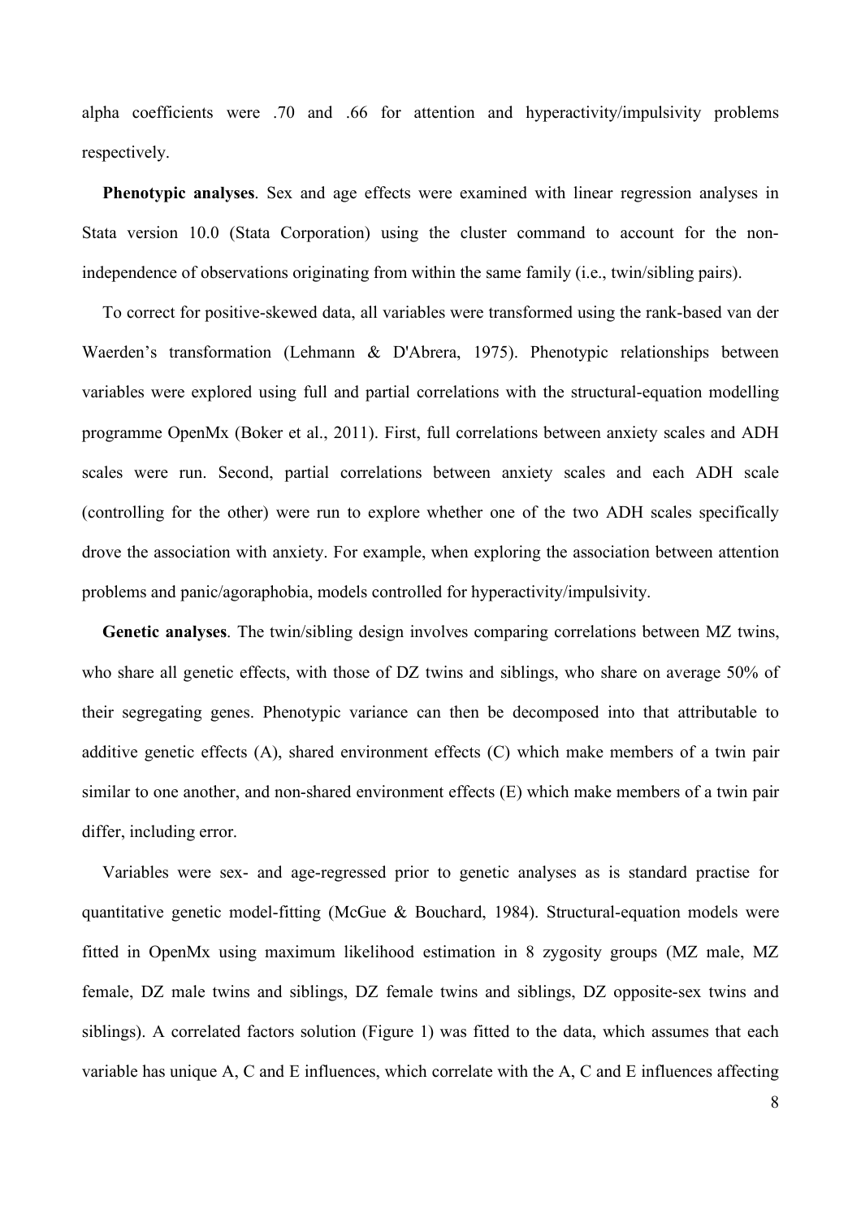alpha coefficients were .70 and .66 for attention and hyperactivity/impulsivity problems respectively.

**Phenotypic analyses**. Sex and age effects were examined with linear regression analyses in Stata version 10.0 (Stata Corporation) using the cluster command to account for the non-independence of observations originating from within the same family (i.e., twin/sibling pairs).

To correct for positive-skewed data, all variables were transformed using the rank-based van der Waerden's transformation (Lehmann & D'Abrera, 1975). Phenotypic relationships between variables were explored using full and partial correlations with the structural-equation modelling programme OpenMx (Boker et al., 2011). First, full correlations between anxiety scales and ADH scales were run. Second, partial correlations between anxiety scales and each ADH scale (controlling for the other) were run to explore whether one of the two ADH scales specifically drove the association with anxiety. For example, when exploring the association between attention problems and panic/agoraphobia, models controlled for hyperactivity/impulsivity.

**Genetic analyses**. The twin/sibling design involves comparing correlations between MZ twins, who share all genetic effects, with those of DZ twins and siblings, who share on average 50% of their segregating genes. Phenotypic variance can then be decomposed into that attributable to additive genetic effects (A), shared environment effects (C) which make members of a twin pair similar to one another, and non-shared environment effects (E) which make members of a twin pair differ, including error.

Variables were sex- and age-regressed prior to genetic analyses as is standard practise for quantitative genetic model-fitting (McGue & Bouchard, 1984). Structural-equation models were fitted in OpenMx using maximum likelihood estimation in 8 zygosity groups (MZ male, MZ female, DZ male twins and siblings, DZ female twins and siblings, DZ opposite-sex twins and siblings). A correlated factors solution (Figure 1) was fitted to the data, which assumes that each variable has unique A, C and E influences, which correlate with the A, C and E influences affecting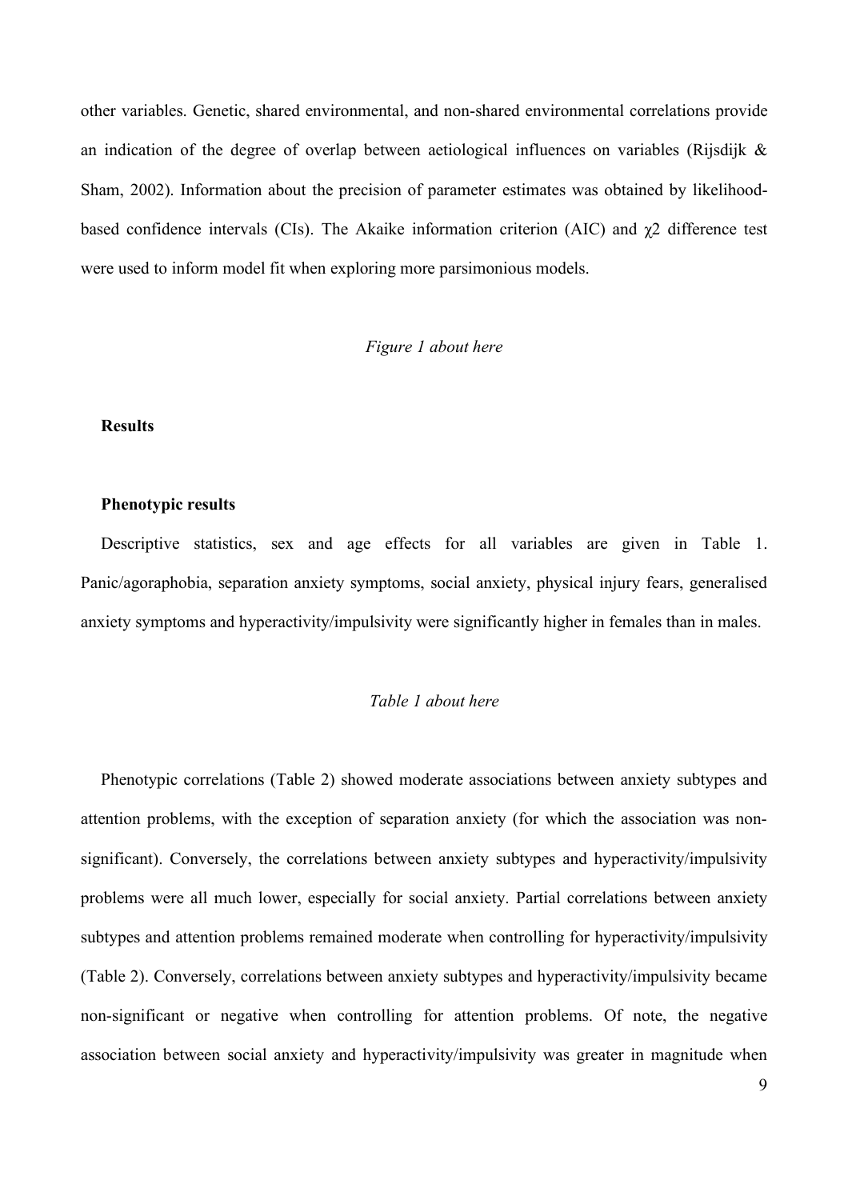other variables. Genetic, shared environmental, and non-shared environmental correlations provide an indication of the degree of overlap between aetiological influences on variables (Rijsdijk & Sham, 2002). Information about the precision of parameter estimates was obtained by likelihood-based confidence intervals (CIs). The Akaike information criterion (AIC) and $\chi 2$ difference test were used to inform model fit when exploring more parsimonious models.

*Figure 1 about here*

## Results

### Phenotypic results

Descriptive statistics, sex and age effects for all variables are given in Table 1. Panic/agoraphobia, separation anxiety symptoms, social anxiety, physical injury fears, generalised anxiety symptoms and hyperactivity/impulsivity were significantly higher in females than in males.

*Table 1 about here*

Phenotypic correlations (Table 2) showed moderate associations between anxiety subtypes and attention problems, with the exception of separation anxiety (for which the association was non-significant). Conversely, the correlations between anxiety subtypes and hyperactivity/impulsivity problems were all much lower, especially for social anxiety. Partial correlations between anxiety subtypes and attention problems remained moderate when controlling for hyperactivity/impulsivity (Table 2). Conversely, correlations between anxiety subtypes and hyperactivity/impulsivity became non-significant or negative when controlling for attention problems. Of note, the negative association between social anxiety and hyperactivity/impulsivity was greater in magnitude when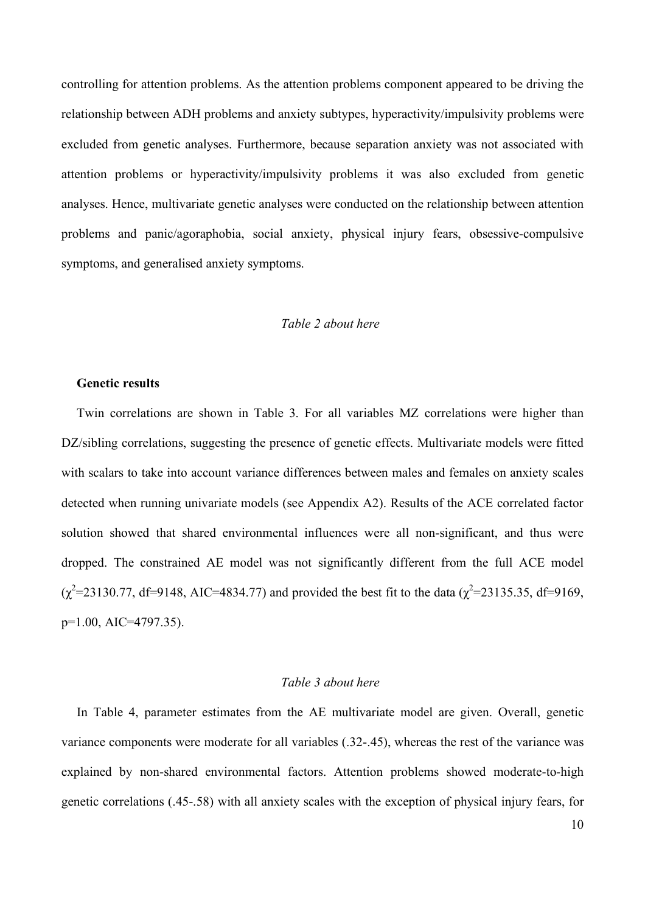controlling for attention problems. As the attention problems component appeared to be driving the relationship between ADH problems and anxiety subtypes, hyperactivity/impulsivity problems were excluded from genetic analyses. Furthermore, because separation anxiety was not associated with attention problems or hyperactivity/impulsivity problems it was also excluded from genetic analyses. Hence, multivariate genetic analyses were conducted on the relationship between attention problems and panic/agoraphobia, social anxiety, physical injury fears, obsessive-compulsive symptoms, and generalised anxiety symptoms.

*Table 2 about here*

**Genetic results**

Twin correlations are shown in Table 3. For all variables MZ correlations were higher than DZ/sibling correlations, suggesting the presence of genetic effects. Multivariate models were fitted with scalars to take into account variance differences between males and females on anxiety scales detected when running univariate models (see Appendix A2). Results of the ACE correlated factor solution showed that shared environmental influences were all non-significant, and thus were dropped. The constrained AE model was not significantly different from the full ACE model ($\chi^2$=23130.77, df=9148, AIC=4834.77) and provided the best fit to the data ($\chi^2$=23135.35, df=9169, p=1.00, AIC=4797.35).

*Table 3 about here*

In Table 4, parameter estimates from the AE multivariate model are given. Overall, genetic variance components were moderate for all variables (.32-.45), whereas the rest of the variance was explained by non-shared environmental factors. Attention problems showed moderate-to-high genetic correlations (.45-.58) with all anxiety scales with the exception of physical injury fears, for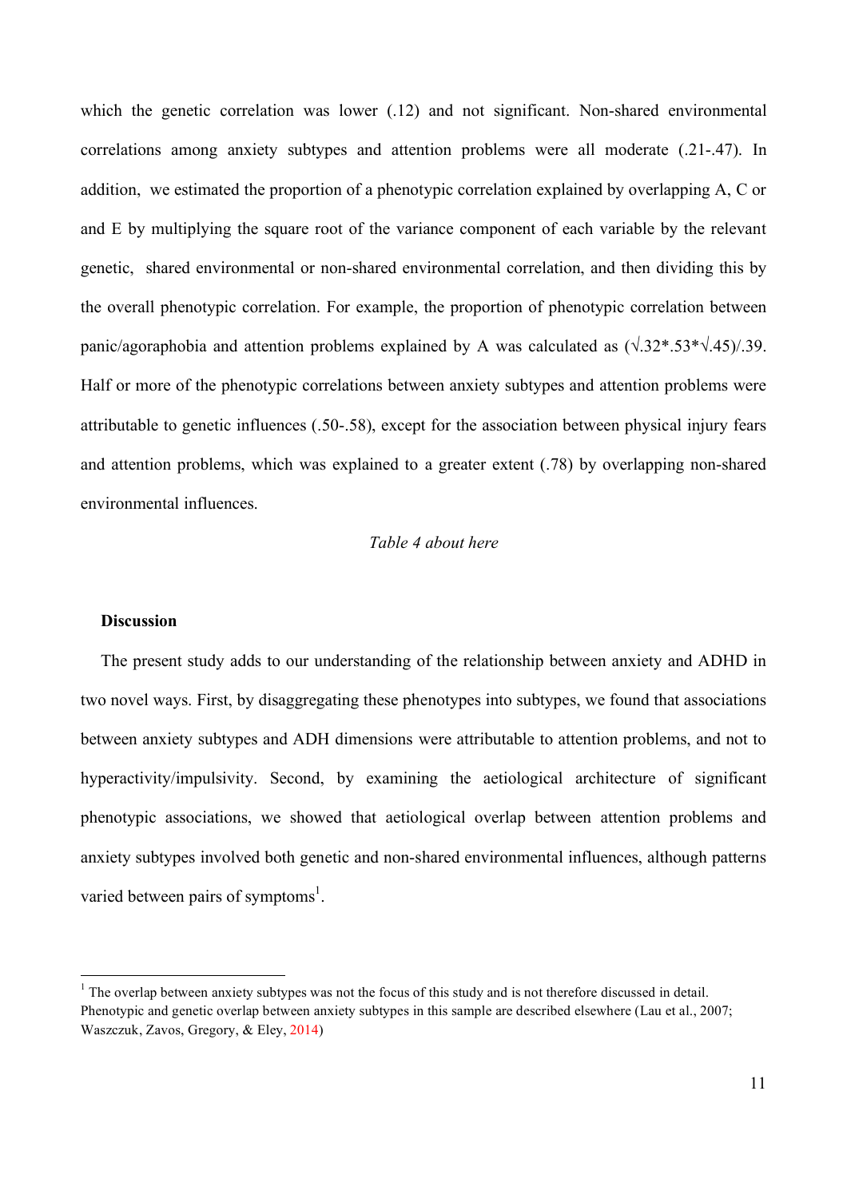which the genetic correlation was lower (.12) and not significant. Non-shared environmental correlations among anxiety subtypes and attention problems were all moderate (.21-.47). In addition, we estimated the proportion of a phenotypic correlation explained by overlapping A, C or and E by multiplying the square root of the variance component of each variable by the relevant genetic, shared environmental or non-shared environmental correlation, and then dividing this by the overall phenotypic correlation. For example, the proportion of phenotypic correlation between panic/agoraphobia and attention problems explained by A was calculated as $(\sqrt{.32}*.53*\sqrt{.45})/.39$. Half or more of the phenotypic correlations between anxiety subtypes and attention problems were attributable to genetic influences (.50-.58), except for the association between physical injury fears and attention problems, which was explained to a greater extent (.78) by overlapping non-shared environmental influences.

*Table 4 about here*

## Discussion

The present study adds to our understanding of the relationship between anxiety and ADHD in two novel ways. First, by disaggregating these phenotypes into subtypes, we found that associations between anxiety subtypes and ADH dimensions were attributable to attention problems, and not to hyperactivity/impulsivity. Second, by examining the aetiological architecture of significant phenotypic associations, we showed that aetiological overlap between attention problems and anxiety subtypes involved both genetic and non-shared environmental influences, although patterns varied between pairs of symptoms[1].

[1] The overlap between anxiety subtypes was not the focus of this study and is not therefore discussed in detail. Phenotypic and genetic overlap between anxiety subtypes in this sample are described elsewhere (Lau et al., 2007; Waszczuk, Zavos, Gregory, & Eley, 2014)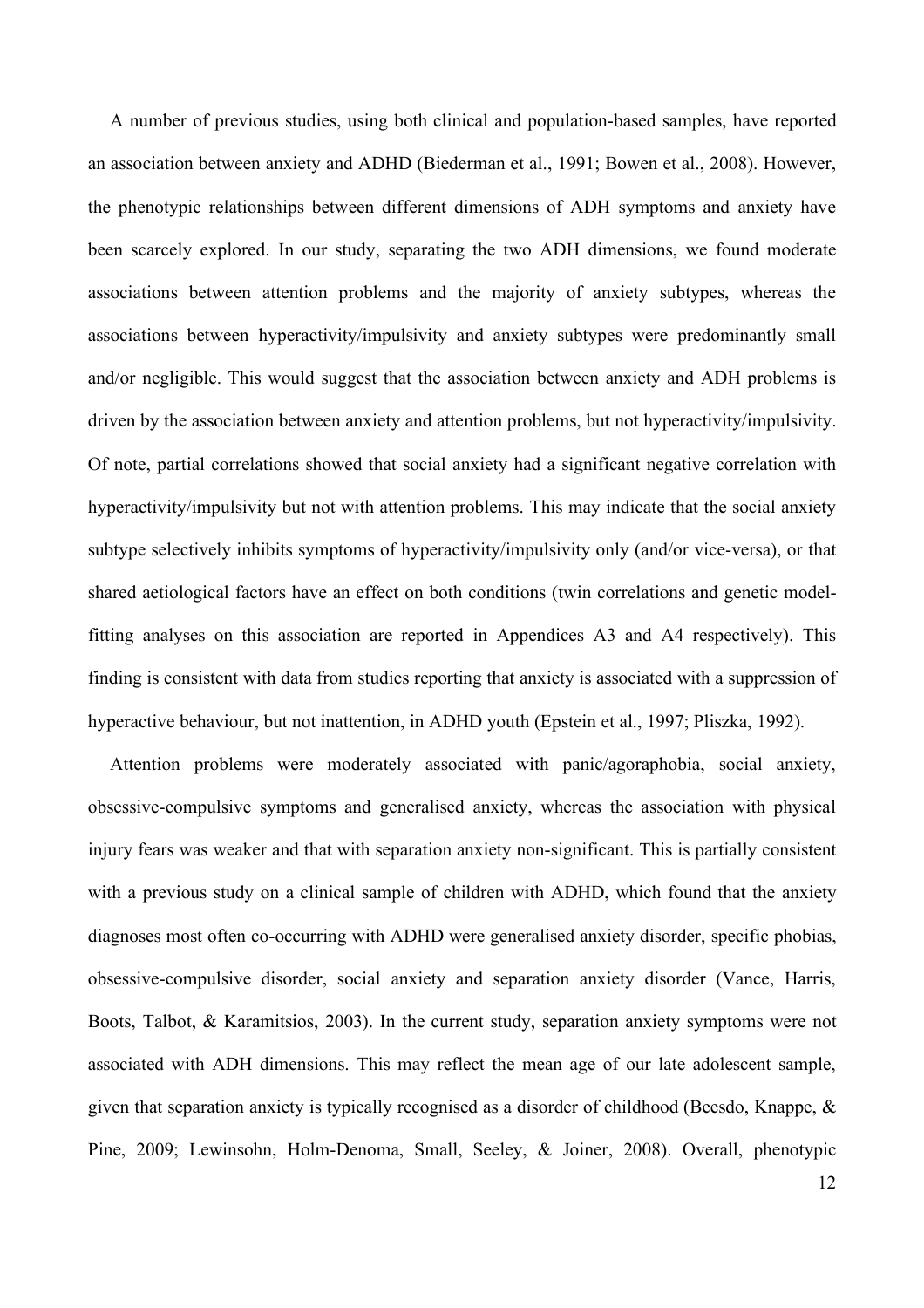A number of previous studies, using both clinical and population-based samples, have reported an association between anxiety and ADHD (Biederman et al., 1991; Bowen et al., 2008). However, the phenotypic relationships between different dimensions of ADH symptoms and anxiety have been scarcely explored. In our study, separating the two ADH dimensions, we found moderate associations between attention problems and the majority of anxiety subtypes, whereas the associations between hyperactivity/impulsivity and anxiety subtypes were predominantly small and/or negligible. This would suggest that the association between anxiety and ADH problems is driven by the association between anxiety and attention problems, but not hyperactivity/impulsivity. Of note, partial correlations showed that social anxiety had a significant negative correlation with hyperactivity/impulsivity but not with attention problems. This may indicate that the social anxiety subtype selectively inhibits symptoms of hyperactivity/impulsivity only (and/or vice-versa), or that shared aetiological factors have an effect on both conditions (twin correlations and genetic model-fitting analyses on this association are reported in Appendices A3 and A4 respectively). This finding is consistent with data from studies reporting that anxiety is associated with a suppression of hyperactive behaviour, but not inattention, in ADHD youth (Epstein et al., 1997; Pliszka, 1992).

Attention problems were moderately associated with panic/agoraphobia, social anxiety, obsessive-compulsive symptoms and generalised anxiety, whereas the association with physical injury fears was weaker and that with separation anxiety non-significant. This is partially consistent with a previous study on a clinical sample of children with ADHD, which found that the anxiety diagnoses most often co-occurring with ADHD were generalised anxiety disorder, specific phobias, obsessive-compulsive disorder, social anxiety and separation anxiety disorder (Vance, Harris, Boots, Talbot, & Karamitsios, 2003). In the current study, separation anxiety symptoms were not associated with ADH dimensions. This may reflect the mean age of our late adolescent sample, given that separation anxiety is typically recognised as a disorder of childhood (Beesdo, Knappe, & Pine, 2009; Lewinsohn, Holm-Denoma, Small, Seeley, & Joiner, 2008). Overall, phenotypic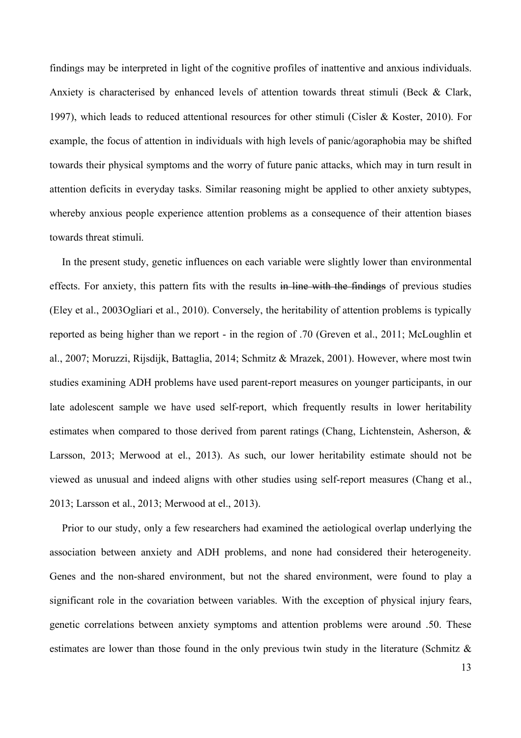findings may be interpreted in light of the cognitive profiles of inattentive and anxious individuals. Anxiety is characterised by enhanced levels of attention towards threat stimuli (Beck & Clark, 1997), which leads to reduced attentional resources for other stimuli (Cisler & Koster, 2010). For example, the focus of attention in individuals with high levels of panic/agoraphobia may be shifted towards their physical symptoms and the worry of future panic attacks, which may in turn result in attention deficits in everyday tasks. Similar reasoning might be applied to other anxiety subtypes, whereby anxious people experience attention problems as a consequence of their attention biases towards threat stimuli.

In the present study, genetic influences on each variable were slightly lower than environmental effects. For anxiety, this pattern fits with the results ~~in line with the findings~~ of previous studies (Eley et al., 2003Ogliari et al., 2010). Conversely, the heritability of attention problems is typically reported as being higher than we report - in the region of .70 (Greven et al., 2011; McLoughlin et al., 2007; Moruzzi, Rijsdijk, Battaglia, 2014; Schmitz & Mrazek, 2001). However, where most twin studies examining ADH problems have used parent-report measures on younger participants, in our late adolescent sample we have used self-report, which frequently results in lower heritability estimates when compared to those derived from parent ratings (Chang, Lichtenstein, Asherson, & Larsson, 2013; Merwood at el., 2013). As such, our lower heritability estimate should not be viewed as unusual and indeed aligns with other studies using self-report measures (Chang et al., 2013; Larsson et al., 2013; Merwood at el., 2013).

Prior to our study, only a few researchers had examined the aetiological overlap underlying the association between anxiety and ADH problems, and none had considered their heterogeneity. Genes and the non-shared environment, but not the shared environment, were found to play a significant role in the covariation between variables. With the exception of physical injury fears, genetic correlations between anxiety symptoms and attention problems were around .50. These estimates are lower than those found in the only previous twin study in the literature (Schmitz &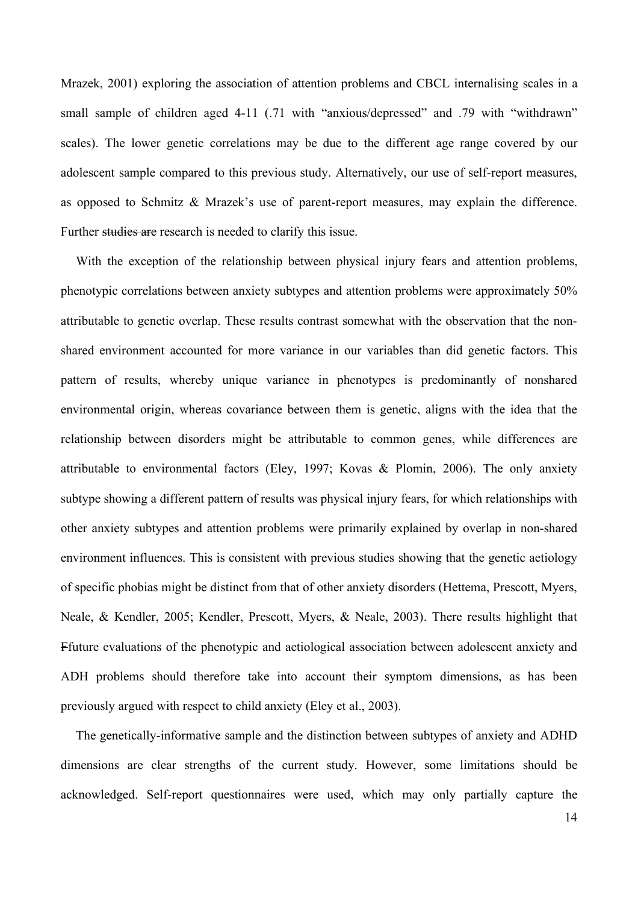Mrazek, 2001) exploring the association of attention problems and CBCL internalising scales in a small sample of children aged 4-11 (.71 with "anxious/depressed" and .79 with "withdrawn" scales). The lower genetic correlations may be due to the different age range covered by our adolescent sample compared to this previous study. Alternatively, our use of self-report measures, as opposed to Schmitz & Mrazek's use of parent-report measures, may explain the difference. Further ~~studies are~~ research is needed to clarify this issue.

With the exception of the relationship between physical injury fears and attention problems, phenotypic correlations between anxiety subtypes and attention problems were approximately 50% attributable to genetic overlap. These results contrast somewhat with the observation that the non-shared environment accounted for more variance in our variables than did genetic factors. This pattern of results, whereby unique variance in phenotypes is predominantly of nonshared environmental origin, whereas covariance between them is genetic, aligns with the idea that the relationship between disorders might be attributable to common genes, while differences are attributable to environmental factors (Eley, 1997; Kovas & Plomin, 2006). The only anxiety subtype showing a different pattern of results was physical injury fears, for which relationships with other anxiety subtypes and attention problems were primarily explained by overlap in non-shared environment influences. This is consistent with previous studies showing that the genetic aetiology of specific phobias might be distinct from that of other anxiety disorders (Hettema, Prescott, Myers, Neale, & Kendler, 2005; Kendler, Prescott, Myers, & Neale, 2003). There results highlight that ~~F~~future evaluations of the phenotypic and aetiological association between adolescent anxiety and ADH problems should therefore take into account their symptom dimensions, as has been previously argued with respect to child anxiety (Eley et al., 2003).

The genetically-informative sample and the distinction between subtypes of anxiety and ADHD dimensions are clear strengths of the current study. However, some limitations should be acknowledged. Self-report questionnaires were used, which may only partially capture the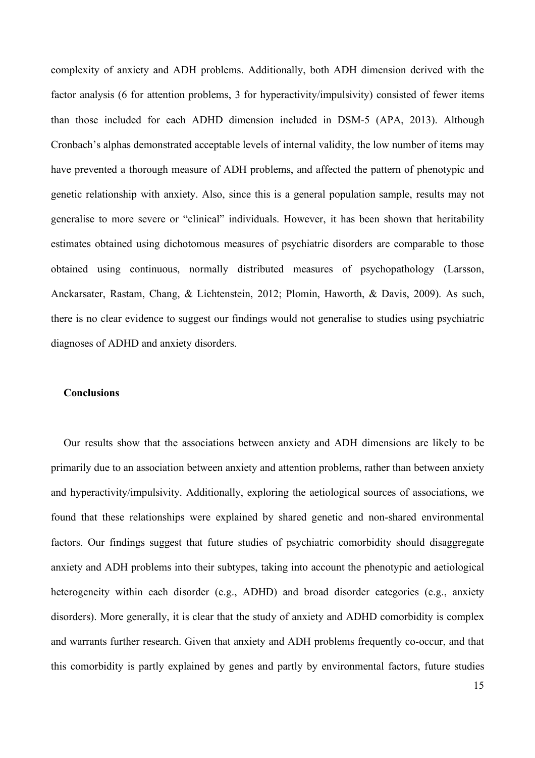complexity of anxiety and ADH problems. Additionally, both ADH dimension derived with the factor analysis (6 for attention problems, 3 for hyperactivity/impulsivity) consisted of fewer items than those included for each ADHD dimension included in DSM-5 (APA, 2013). Although Cronbach's alphas demonstrated acceptable levels of internal validity, the low number of items may have prevented a thorough measure of ADH problems, and affected the pattern of phenotypic and genetic relationship with anxiety. Also, since this is a general population sample, results may not generalise to more severe or "clinical" individuals. However, it has been shown that heritability estimates obtained using dichotomous measures of psychiatric disorders are comparable to those obtained using continuous, normally distributed measures of psychopathology (Larsson, Anckarsater, Rastam, Chang, & Lichtenstein, 2012; Plomin, Haworth, & Davis, 2009). As such, there is no clear evidence to suggest our findings would not generalise to studies using psychiatric diagnoses of ADHD and anxiety disorders.

**Conclusions**

Our results show that the associations between anxiety and ADH dimensions are likely to be primarily due to an association between anxiety and attention problems, rather than between anxiety and hyperactivity/impulsivity. Additionally, exploring the aetiological sources of associations, we found that these relationships were explained by shared genetic and non-shared environmental factors. Our findings suggest that future studies of psychiatric comorbidity should disaggregate anxiety and ADH problems into their subtypes, taking into account the phenotypic and aetiological heterogeneity within each disorder (e.g., ADHD) and broad disorder categories (e.g., anxiety disorders). More generally, it is clear that the study of anxiety and ADHD comorbidity is complex and warrants further research. Given that anxiety and ADH problems frequently co-occur, and that this comorbidity is partly explained by genes and partly by environmental factors, future studies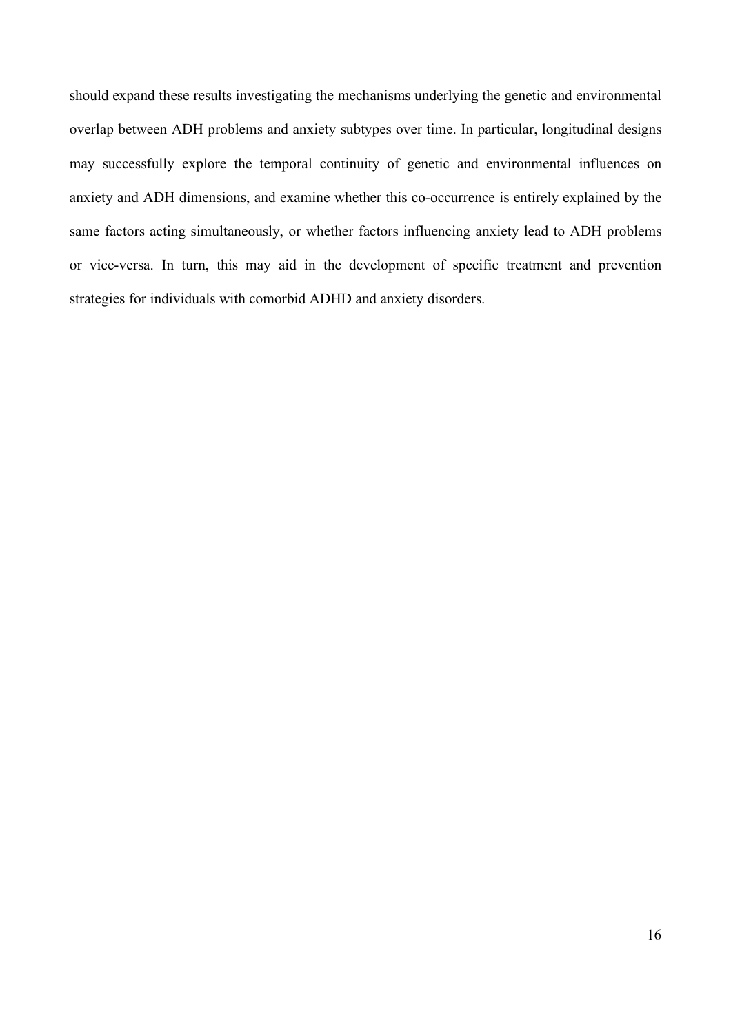should expand these results investigating the mechanisms underlying the genetic and environmental overlap between ADH problems and anxiety subtypes over time. In particular, longitudinal designs may successfully explore the temporal continuity of genetic and environmental influences on anxiety and ADH dimensions, and examine whether this co-occurrence is entirely explained by the same factors acting simultaneously, or whether factors influencing anxiety lead to ADH problems or vice-versa. In turn, this may aid in the development of specific treatment and prevention strategies for individuals with comorbid ADHD and anxiety disorders.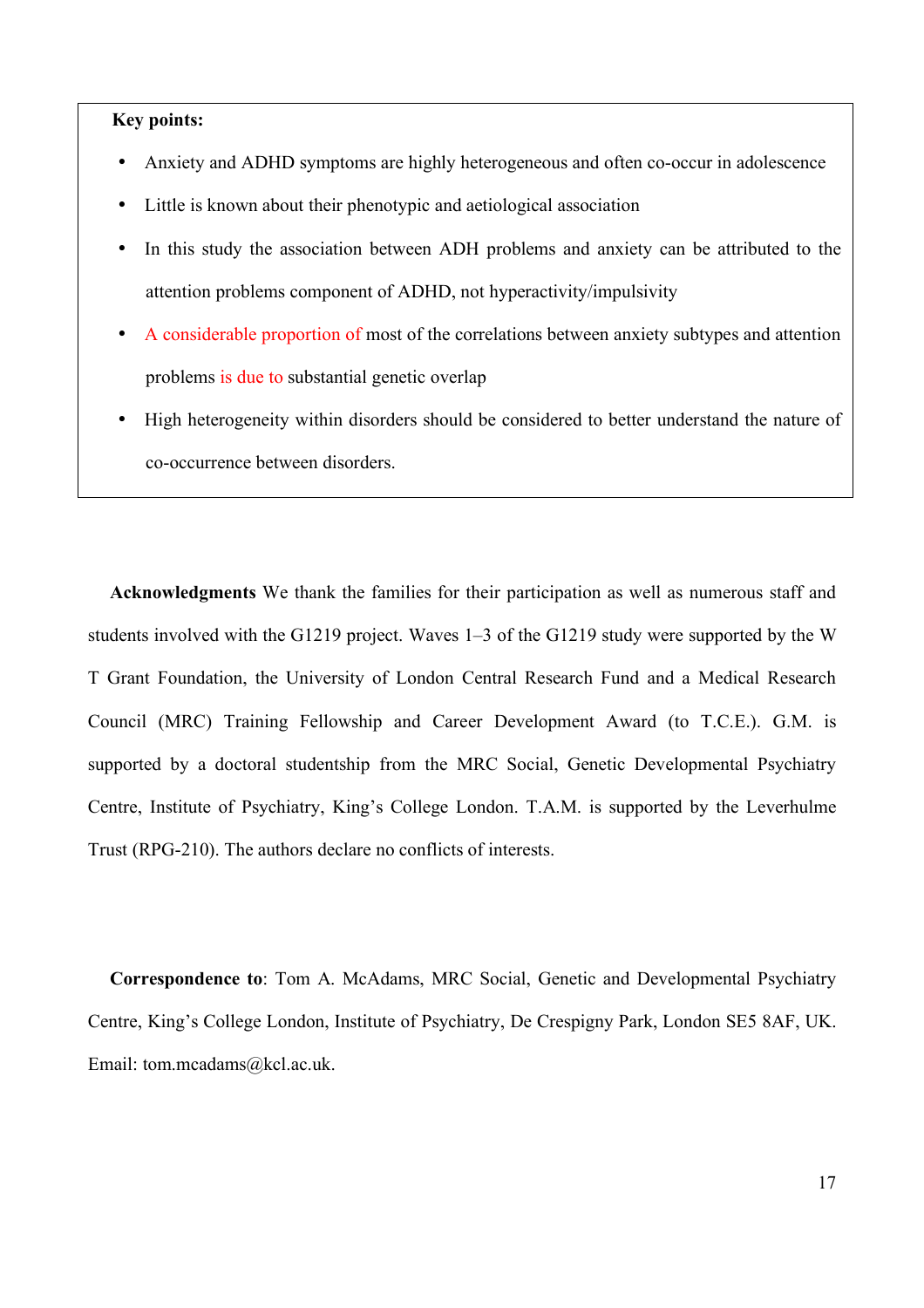**Key points:**

- Anxiety and ADHD symptoms are highly heterogeneous and often co-occur in adolescence
- Little is known about their phenotypic and aetiological association
- In this study the association between ADH problems and anxiety can be attributed to the attention problems component of ADHD, not hyperactivity/impulsivity
- A considerable proportion of most of the correlations between anxiety subtypes and attention problems is due to substantial genetic overlap
- High heterogeneity within disorders should be considered to better understand the nature of co-occurrence between disorders.

**Acknowledgments** We thank the families for their participation as well as numerous staff and students involved with the G1219 project. Waves 1–3 of the G1219 study were supported by the W T Grant Foundation, the University of London Central Research Fund and a Medical Research Council (MRC) Training Fellowship and Career Development Award (to T.C.E.). G.M. is supported by a doctoral studentship from the MRC Social, Genetic Developmental Psychiatry Centre, Institute of Psychiatry, King's College London. T.A.M. is supported by the Leverhulme Trust (RPG-210). The authors declare no conflicts of interests.

**Correspondence to**: Tom A. McAdams, MRC Social, Genetic and Developmental Psychiatry Centre, King's College London, Institute of Psychiatry, De Crespigny Park, London SE5 8AF, UK. Email: tom.mcadams@kcl.ac.uk.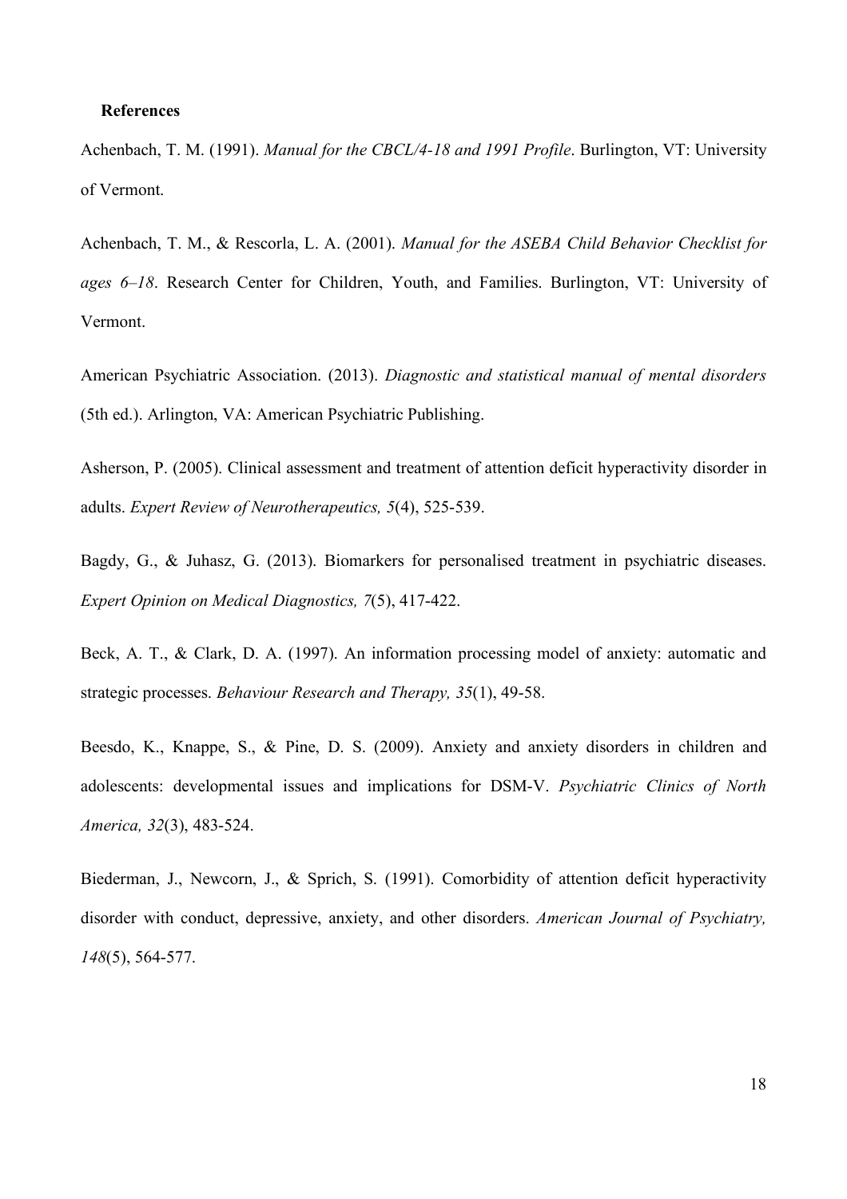## References

Achenbach, T. M. (1991). *Manual for the CBCL/4-18 and 1991 Profile*. Burlington, VT: University of Vermont.

Achenbach, T. M., & Rescorla, L. A. (2001). *Manual for the ASEBA Child Behavior Checklist for ages 6–18*. Research Center for Children, Youth, and Families. Burlington, VT: University of Vermont.

American Psychiatric Association. (2013). *Diagnostic and statistical manual of mental disorders* (5th ed.). Arlington, VA: American Psychiatric Publishing.

Asherson, P. (2005). Clinical assessment and treatment of attention deficit hyperactivity disorder in adults. *Expert Review of Neurotherapeutics, 5*(4), 525-539.

Bagdy, G., & Juhasz, G. (2013). Biomarkers for personalised treatment in psychiatric diseases. *Expert Opinion on Medical Diagnostics, 7*(5), 417-422.

Beck, A. T., & Clark, D. A. (1997). An information processing model of anxiety: automatic and strategic processes. *Behaviour Research and Therapy, 35*(1), 49-58.

Beesdo, K., Knappe, S., & Pine, D. S. (2009). Anxiety and anxiety disorders in children and adolescents: developmental issues and implications for DSM-V. *Psychiatric Clinics of North America, 32*(3), 483-524.

Biederman, J., Newcorn, J., & Sprich, S. (1991). Comorbidity of attention deficit hyperactivity disorder with conduct, depressive, anxiety, and other disorders. *American Journal of Psychiatry, 148*(5), 564-577.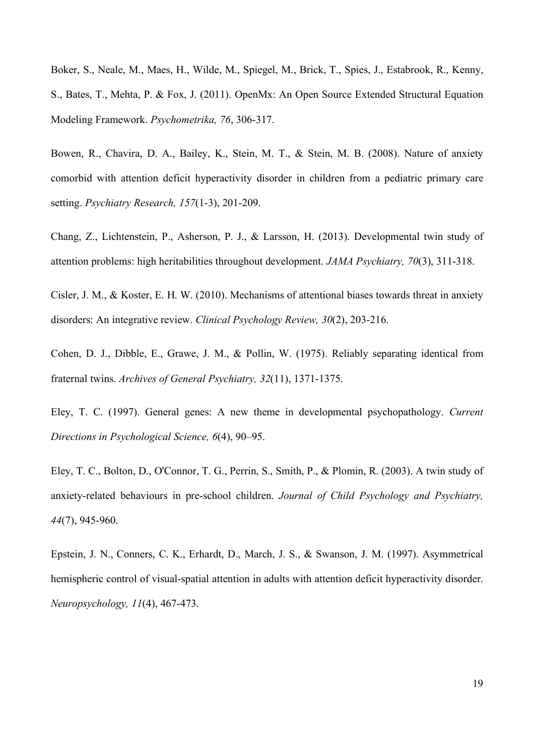Boker, S., Neale, M., Maes, H., Wilde, M., Spiegel, M., Brick, T., Spies, J., Estabrook, R., Kenny, S., Bates, T., Mehta, P. & Fox, J. (2011). OpenMx: An Open Source Extended Structural Equation Modeling Framework. *Psychometrika, 76*, 306-317.

Bowen, R., Chavira, D. A., Bailey, K., Stein, M. T., & Stein, M. B. (2008). Nature of anxiety comorbid with attention deficit hyperactivity disorder in children from a pediatric primary care setting. *Psychiatry Research, 157*(1-3), 201-209.

Chang, Z., Lichtenstein, P., Asherson, P. J., & Larsson, H. (2013). Developmental twin study of attention problems: high heritabilities throughout development. *JAMA Psychiatry, 70*(3), 311-318.

Cisler, J. M., & Koster, E. H. W. (2010). Mechanisms of attentional biases towards threat in anxiety disorders: An integrative review. *Clinical Psychology Review, 30*(2), 203-216.

Cohen, D. J., Dibble, E., Grawe, J. M., & Pollin, W. (1975). Reliably separating identical from fraternal twins. *Archives of General Psychiatry, 32*(11), 1371-1375.

Eley, T. C. (1997). General genes: A new theme in developmental psychopathology. *Current Directions in Psychological Science, 6*(4), 90–95.

Eley, T. C., Bolton, D., O'Connor, T. G., Perrin, S., Smith, P., & Plomin, R. (2003). A twin study of anxiety-related behaviours in pre-school children. *Journal of Child Psychology and Psychiatry, 44*(7), 945-960.

Epstein, J. N., Conners, C. K., Erhardt, D., March, J. S., & Swanson, J. M. (1997). Asymmetrical hemispheric control of visual-spatial attention in adults with attention deficit hyperactivity disorder. *Neuropsychology, 11*(4), 467-473.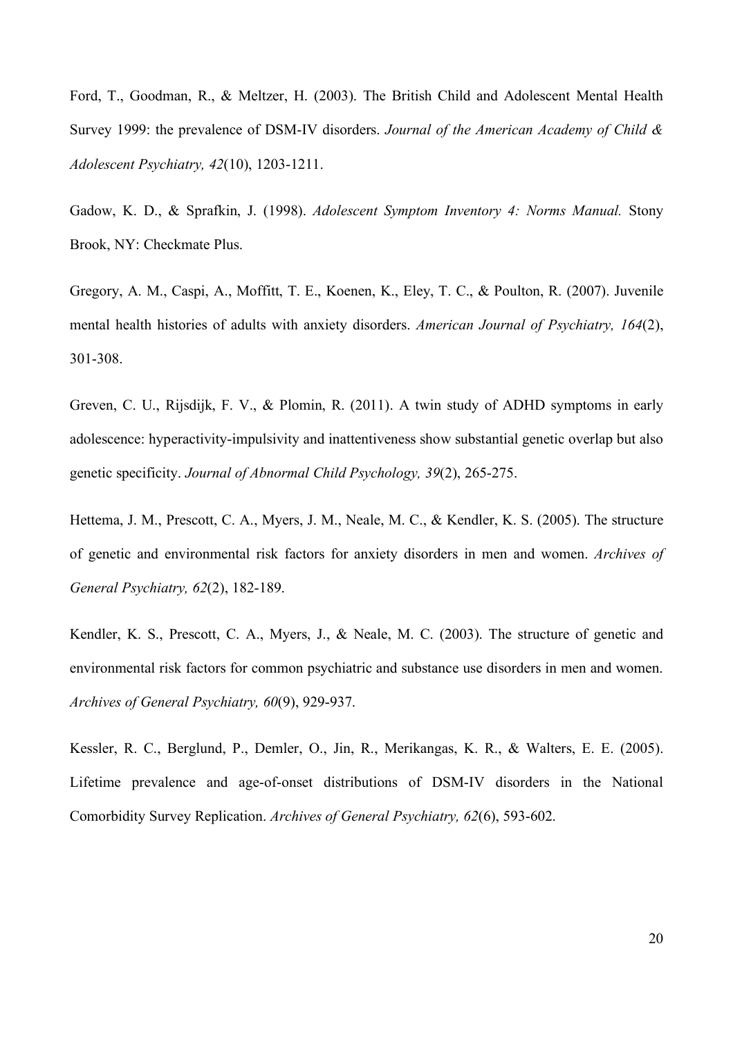Ford, T., Goodman, R., & Meltzer, H. (2003). The British Child and Adolescent Mental Health Survey 1999: the prevalence of DSM-IV disorders. *Journal of the American Academy of Child & Adolescent Psychiatry, 42*(10), 1203-1211.

Gadow, K. D., & Sprafkin, J. (1998). *Adolescent Symptom Inventory 4: Norms Manual.* Stony Brook, NY: Checkmate Plus.

Gregory, A. M., Caspi, A., Moffitt, T. E., Koenen, K., Eley, T. C., & Poulton, R. (2007). Juvenile mental health histories of adults with anxiety disorders. *American Journal of Psychiatry, 164*(2), 301-308.

Greven, C. U., Rijsdijk, F. V., & Plomin, R. (2011). A twin study of ADHD symptoms in early adolescence: hyperactivity-impulsivity and inattentiveness show substantial genetic overlap but also genetic specificity. *Journal of Abnormal Child Psychology, 39*(2), 265-275.

Hettema, J. M., Prescott, C. A., Myers, J. M., Neale, M. C., & Kendler, K. S. (2005). The structure of genetic and environmental risk factors for anxiety disorders in men and women. *Archives of General Psychiatry, 62*(2), 182-189.

Kendler, K. S., Prescott, C. A., Myers, J., & Neale, M. C. (2003). The structure of genetic and environmental risk factors for common psychiatric and substance use disorders in men and women. *Archives of General Psychiatry, 60*(9), 929-937.

Kessler, R. C., Berglund, P., Demler, O., Jin, R., Merikangas, K. R., & Walters, E. E. (2005). Lifetime prevalence and age-of-onset distributions of DSM-IV disorders in the National Comorbidity Survey Replication. *Archives of General Psychiatry, 62*(6), 593-602.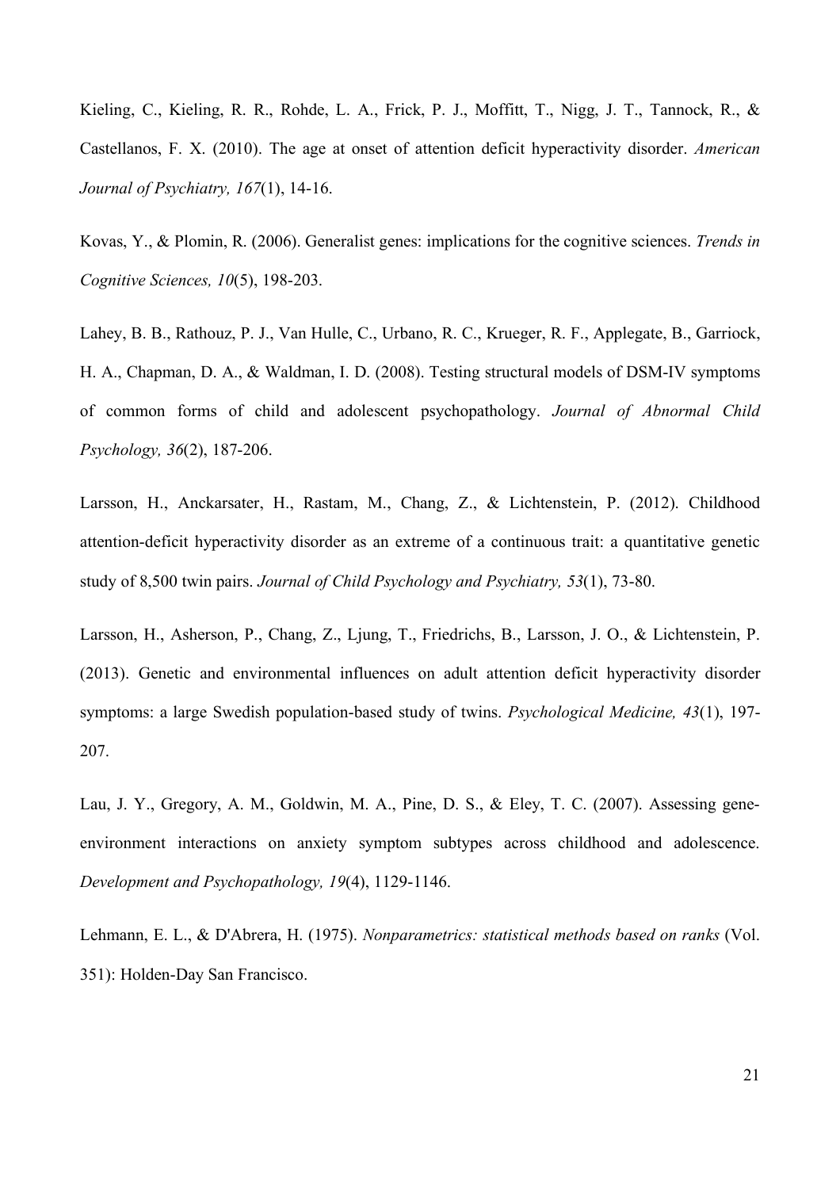Kieling, C., Kieling, R. R., Rohde, L. A., Frick, P. J., Moffitt, T., Nigg, J. T., Tannock, R., & Castellanos, F. X. (2010). The age at onset of attention deficit hyperactivity disorder. *American Journal of Psychiatry, 167*(1), 14-16.

Kovas, Y., & Plomin, R. (2006). Generalist genes: implications for the cognitive sciences. *Trends in Cognitive Sciences, 10*(5), 198-203.

Lahey, B. B., Rathouz, P. J., Van Hulle, C., Urbano, R. C., Krueger, R. F., Applegate, B., Garriock, H. A., Chapman, D. A., & Waldman, I. D. (2008). Testing structural models of DSM-IV symptoms of common forms of child and adolescent psychopathology. *Journal of Abnormal Child Psychology, 36*(2), 187-206.

Larsson, H., Anckarsater, H., Rastam, M., Chang, Z., & Lichtenstein, P. (2012). Childhood attention-deficit hyperactivity disorder as an extreme of a continuous trait: a quantitative genetic study of 8,500 twin pairs. *Journal of Child Psychology and Psychiatry, 53*(1), 73-80.

Larsson, H., Asherson, P., Chang, Z., Ljung, T., Friedrichs, B., Larsson, J. O., & Lichtenstein, P. (2013). Genetic and environmental influences on adult attention deficit hyperactivity disorder symptoms: a large Swedish population-based study of twins. *Psychological Medicine, 43*(1), 197-207.

Lau, J. Y., Gregory, A. M., Goldwin, M. A., Pine, D. S., & Eley, T. C. (2007). Assessing gene-environment interactions on anxiety symptom subtypes across childhood and adolescence. *Development and Psychopathology, 19*(4), 1129-1146.

Lehmann, E. L., & D'Abrera, H. (1975). *Nonparametrics: statistical methods based on ranks* (Vol. 351): Holden-Day San Francisco.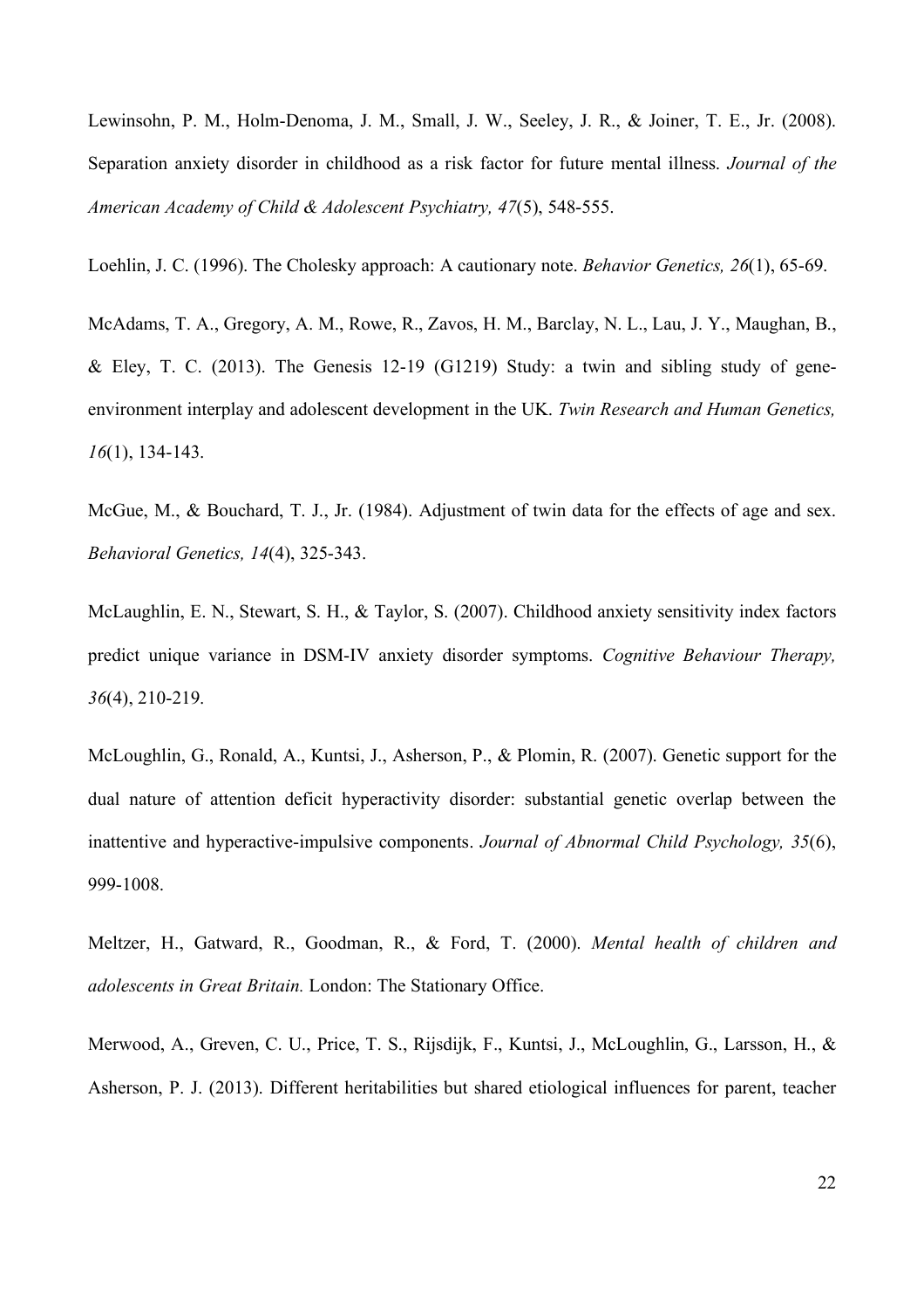Lewinsohn, P. M., Holm-Denoma, J. M., Small, J. W., Seeley, J. R., & Joiner, T. E., Jr. (2008). Separation anxiety disorder in childhood as a risk factor for future mental illness. *Journal of the American Academy of Child & Adolescent Psychiatry, 47*(5), 548-555.

Loehlin, J. C. (1996). The Cholesky approach: A cautionary note. *Behavior Genetics, 26*(1), 65-69.

McAdams, T. A., Gregory, A. M., Rowe, R., Zavos, H. M., Barclay, N. L., Lau, J. Y., Maughan, B., & Eley, T. C. (2013). The Genesis 12-19 (G1219) Study: a twin and sibling study of gene-environment interplay and adolescent development in the UK. *Twin Research and Human Genetics, 16*(1), 134-143.

McGue, M., & Bouchard, T. J., Jr. (1984). Adjustment of twin data for the effects of age and sex. *Behavioral Genetics, 14*(4), 325-343.

McLaughlin, E. N., Stewart, S. H., & Taylor, S. (2007). Childhood anxiety sensitivity index factors predict unique variance in DSM-IV anxiety disorder symptoms. *Cognitive Behaviour Therapy, 36*(4), 210-219.

McLoughlin, G., Ronald, A., Kuntsi, J., Asherson, P., & Plomin, R. (2007). Genetic support for the dual nature of attention deficit hyperactivity disorder: substantial genetic overlap between the inattentive and hyperactive-impulsive components. *Journal of Abnormal Child Psychology, 35*(6), 999-1008.

Meltzer, H., Gatward, R., Goodman, R., & Ford, T. (2000). *Mental health of children and adolescents in Great Britain.* London: The Stationary Office.

Merwood, A., Greven, C. U., Price, T. S., Rijsdijk, F., Kuntsi, J., McLoughlin, G., Larsson, H., & Asherson, P. J. (2013). Different heritabilities but shared etiological influences for parent, teacher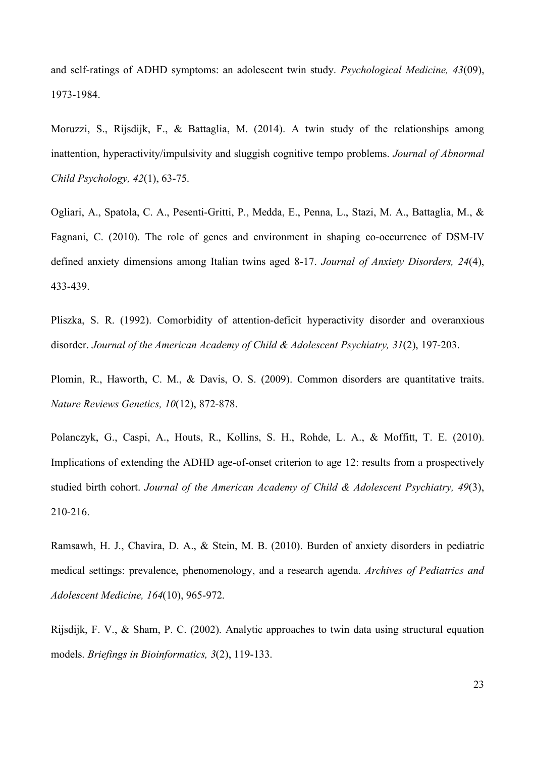and self-ratings of ADHD symptoms: an adolescent twin study. *Psychological Medicine, 43*(09), 1973-1984.

Moruzzi, S., Rijsdijk, F., & Battaglia, M. (2014). A twin study of the relationships among inattention, hyperactivity/impulsivity and sluggish cognitive tempo problems. *Journal of Abnormal Child Psychology, 42*(1), 63-75.

Ogliari, A., Spatola, C. A., Pesenti-Gritti, P., Medda, E., Penna, L., Stazi, M. A., Battaglia, M., & Fagnani, C. (2010). The role of genes and environment in shaping co-occurrence of DSM-IV defined anxiety dimensions among Italian twins aged 8-17. *Journal of Anxiety Disorders, 24*(4), 433-439.

Pliszka, S. R. (1992). Comorbidity of attention-deficit hyperactivity disorder and overanxious disorder. *Journal of the American Academy of Child & Adolescent Psychiatry, 31*(2), 197-203.

Plomin, R., Haworth, C. M., & Davis, O. S. (2009). Common disorders are quantitative traits. *Nature Reviews Genetics, 10*(12), 872-878.

Polanczyk, G., Caspi, A., Houts, R., Kollins, S. H., Rohde, L. A., & Moffitt, T. E. (2010). Implications of extending the ADHD age-of-onset criterion to age 12: results from a prospectively studied birth cohort. *Journal of the American Academy of Child & Adolescent Psychiatry, 49*(3), 210-216.

Ramsawh, H. J., Chavira, D. A., & Stein, M. B. (2010). Burden of anxiety disorders in pediatric medical settings: prevalence, phenomenology, and a research agenda. *Archives of Pediatrics and Adolescent Medicine, 164*(10), 965-972.

Rijsdijk, F. V., & Sham, P. C. (2002). Analytic approaches to twin data using structural equation models. *Briefings in Bioinformatics, 3*(2), 119-133.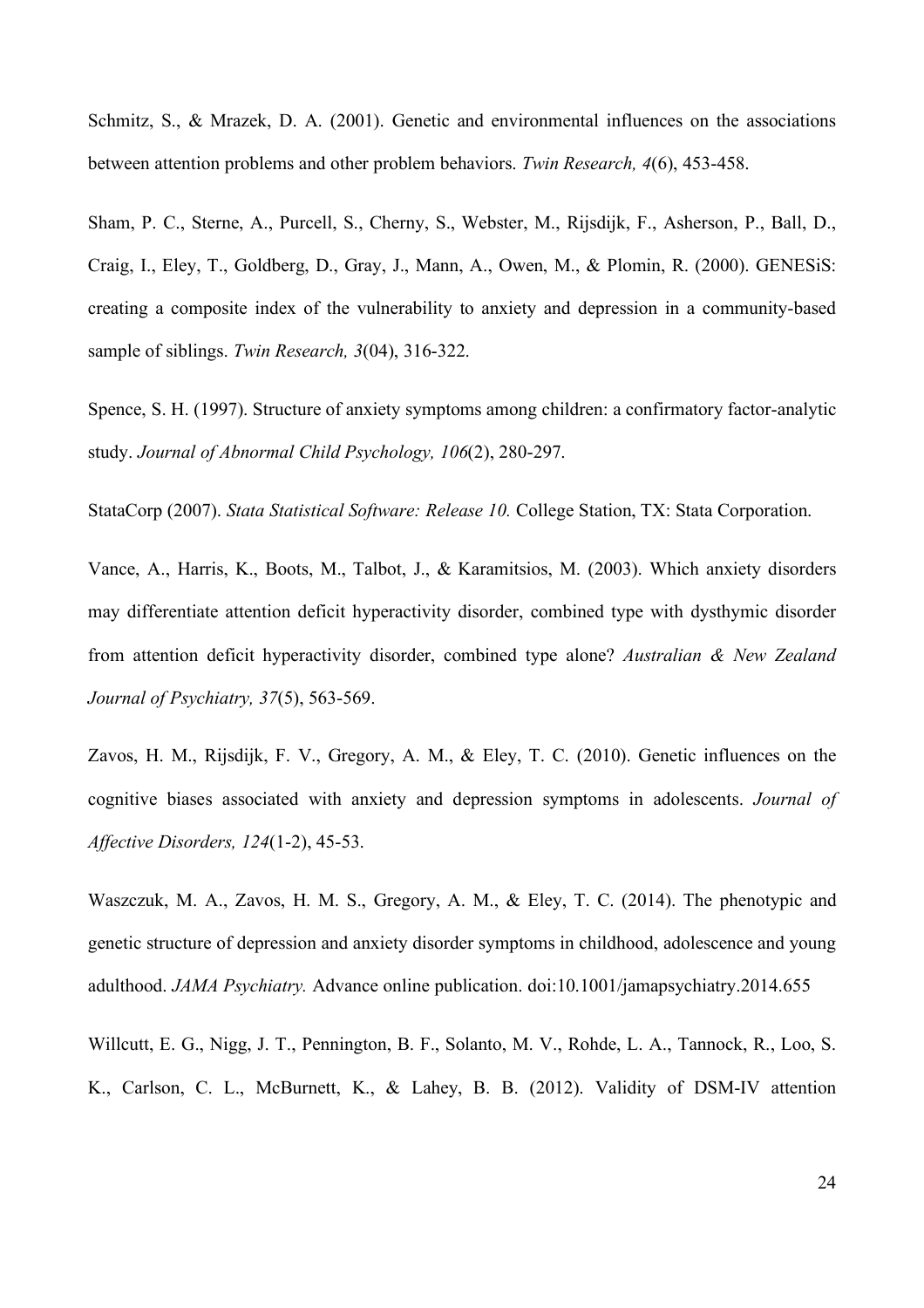Schmitz, S., & Mrazek, D. A. (2001). Genetic and environmental influences on the associations between attention problems and other problem behaviors. *Twin Research, 4*(6), 453-458.

Sham, P. C., Sterne, A., Purcell, S., Cherny, S., Webster, M., Rijsdijk, F., Asherson, P., Ball, D., Craig, I., Eley, T., Goldberg, D., Gray, J., Mann, A., Owen, M., & Plomin, R. (2000). GENESiS: creating a composite index of the vulnerability to anxiety and depression in a community-based sample of siblings. *Twin Research, 3*(04), 316-322.

Spence, S. H. (1997). Structure of anxiety symptoms among children: a confirmatory factor-analytic study. *Journal of Abnormal Child Psychology, 106*(2), 280-297.

StataCorp (2007). *Stata Statistical Software: Release 10.* College Station, TX: Stata Corporation.

Vance, A., Harris, K., Boots, M., Talbot, J., & Karamitsios, M. (2003). Which anxiety disorders may differentiate attention deficit hyperactivity disorder, combined type with dysthymic disorder from attention deficit hyperactivity disorder, combined type alone? *Australian & New Zealand Journal of Psychiatry, 37*(5), 563-569.

Zavos, H. M., Rijsdijk, F. V., Gregory, A. M., & Eley, T. C. (2010). Genetic influences on the cognitive biases associated with anxiety and depression symptoms in adolescents. *Journal of Affective Disorders, 124*(1-2), 45-53.

Waszczuk, M. A., Zavos, H. M. S., Gregory, A. M., & Eley, T. C. (2014). The phenotypic and genetic structure of depression and anxiety disorder symptoms in childhood, adolescence and young adulthood. *JAMA Psychiatry.* Advance online publication. doi:10.1001/jamapsychiatry.2014.655

Willcutt, E. G., Nigg, J. T., Pennington, B. F., Solanto, M. V., Rohde, L. A., Tannock, R., Loo, S. K., Carlson, C. L., McBurnett, K., & Lahey, B. B. (2012). Validity of DSM-IV attention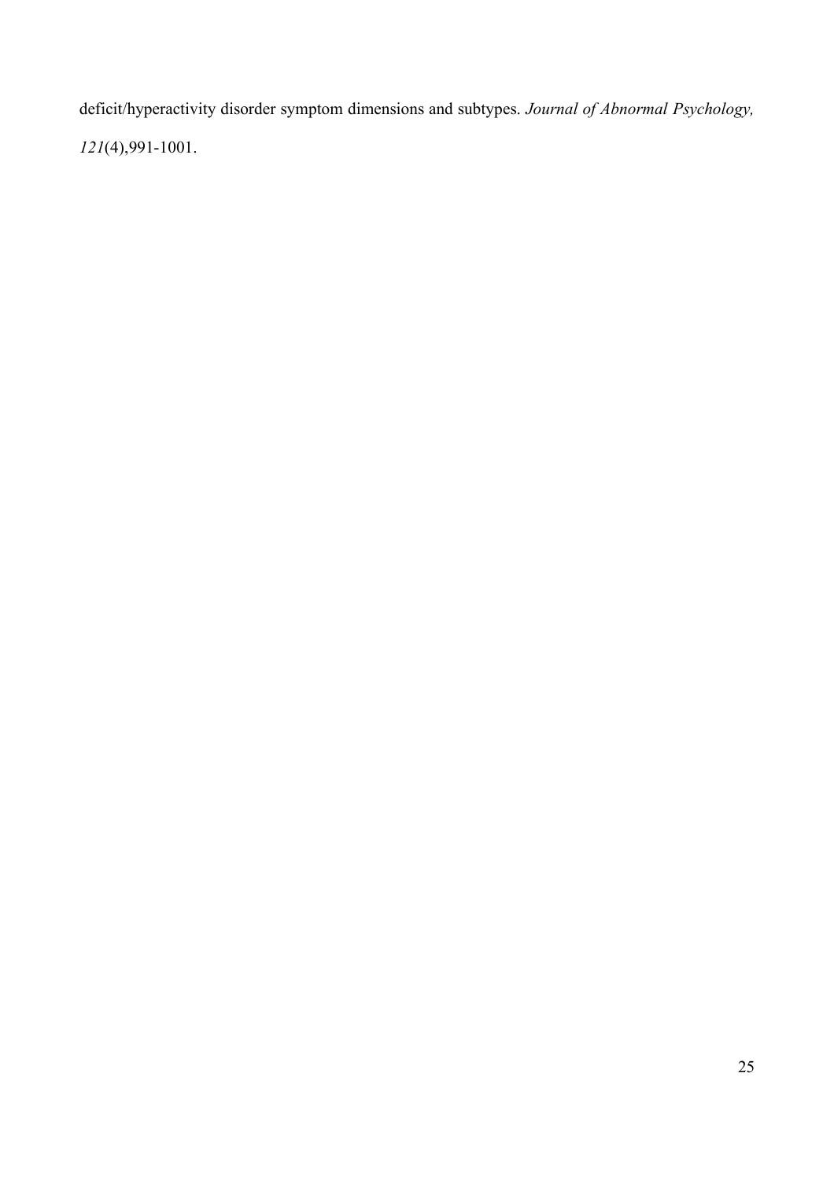deficit/hyperactivity disorder symptom dimensions and subtypes. *Journal of Abnormal Psychology, 121*(4),991-1001.